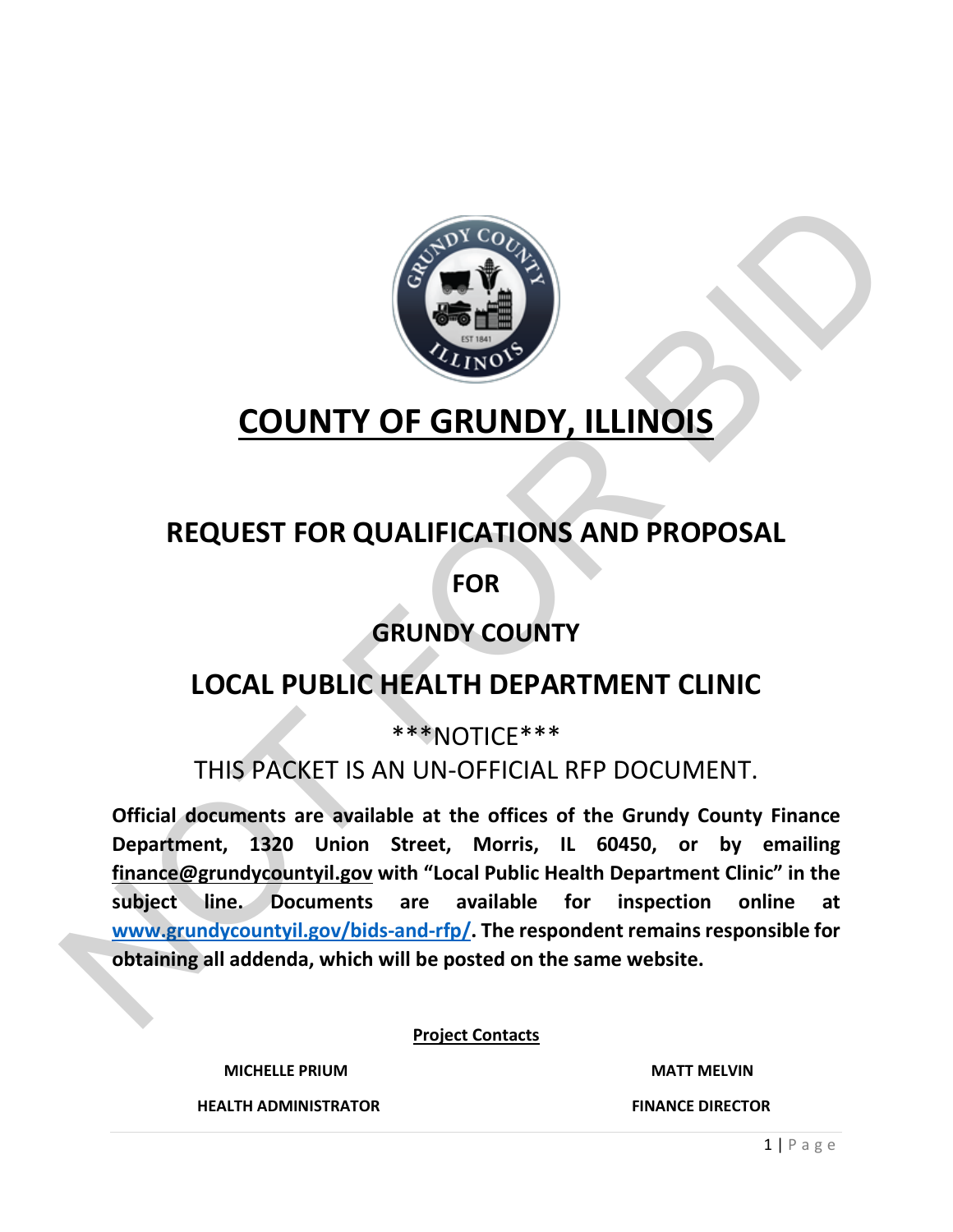# COUNTY OF GRUNDY, ILLINOIS

## REQUEST FOR QUALIFICATIONS AND PROPOSAL

## FOR

## GRUNDY COUNTY

## LOCAL PUBLIC HEALTH DEPARTMENT CLINIC

\*\*\*NOTICE\*\*\*

THIS PACKET IS AN UN-OFFICIAL RFP DOCUMENT.

**Official documents are available at the offices of the Grundy County Finance Department, 1320 Union Street, Morris, IL 60450, or by emailing finance@grundycountyil.gov with "Local Public Health Department Clinic" in the subject line. Documents are available for inspection online at [www.grundycountyil.gov/bids-and-rfp/](www.grundycountyil.gov/bids-and-rfp/). The respondent remains responsible for obtaining all addenda, which will be posted on the same website.**

**Project Contacts**

| | |
|---|---|
| **MICHELLE PRIUM** | **MATT MELVIN** |
| **HEALTH ADMINISTRATOR** | **FINANCE DIRECTOR** |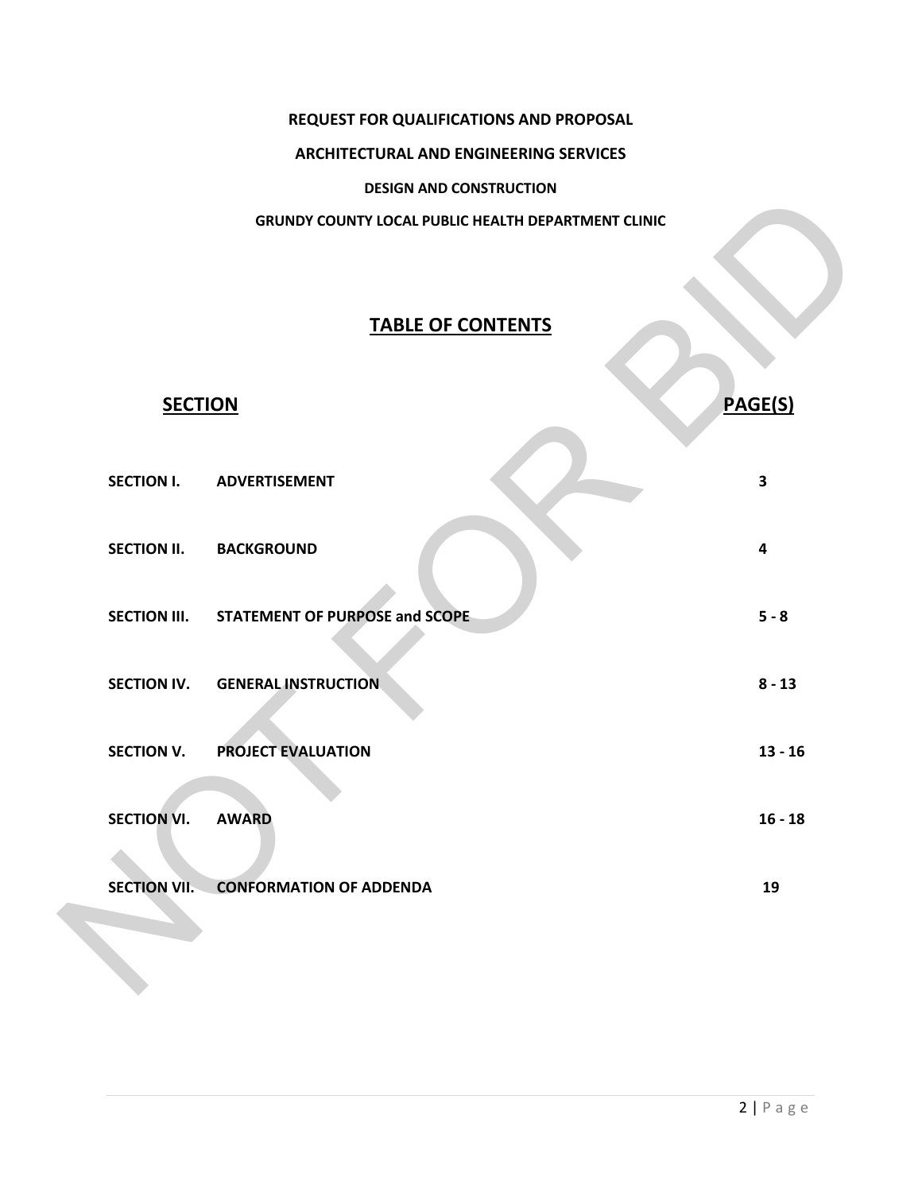**REQUEST FOR QUALIFICATIONS AND PROPOSAL**

**ARCHITECTURAL AND ENGINEERING SERVICES**

**DESIGN AND CONSTRUCTION**

**GRUNDY COUNTY LOCAL PUBLIC HEALTH DEPARTMENT CLINIC**

## TABLE OF CONTENTS

| SECTION | | PAGE(S) |
|---|---|---|
| **SECTION I.** | **ADVERTISEMENT** | **3** |
| **SECTION II.** | **BACKGROUND** | **4** |
| **SECTION III.** | **STATEMENT OF PURPOSE and SCOPE** | **5 - 8** |
| **SECTION IV.** | **GENERAL INSTRUCTION** | **8 - 13** |
| **SECTION V.** | **PROJECT EVALUATION** | **13 - 16** |
| **SECTION VI.** | **AWARD** | **16 - 18** |
| **SECTION VII.** | **CONFORMATION OF ADDENDA** | **19** |

NOT FOR BID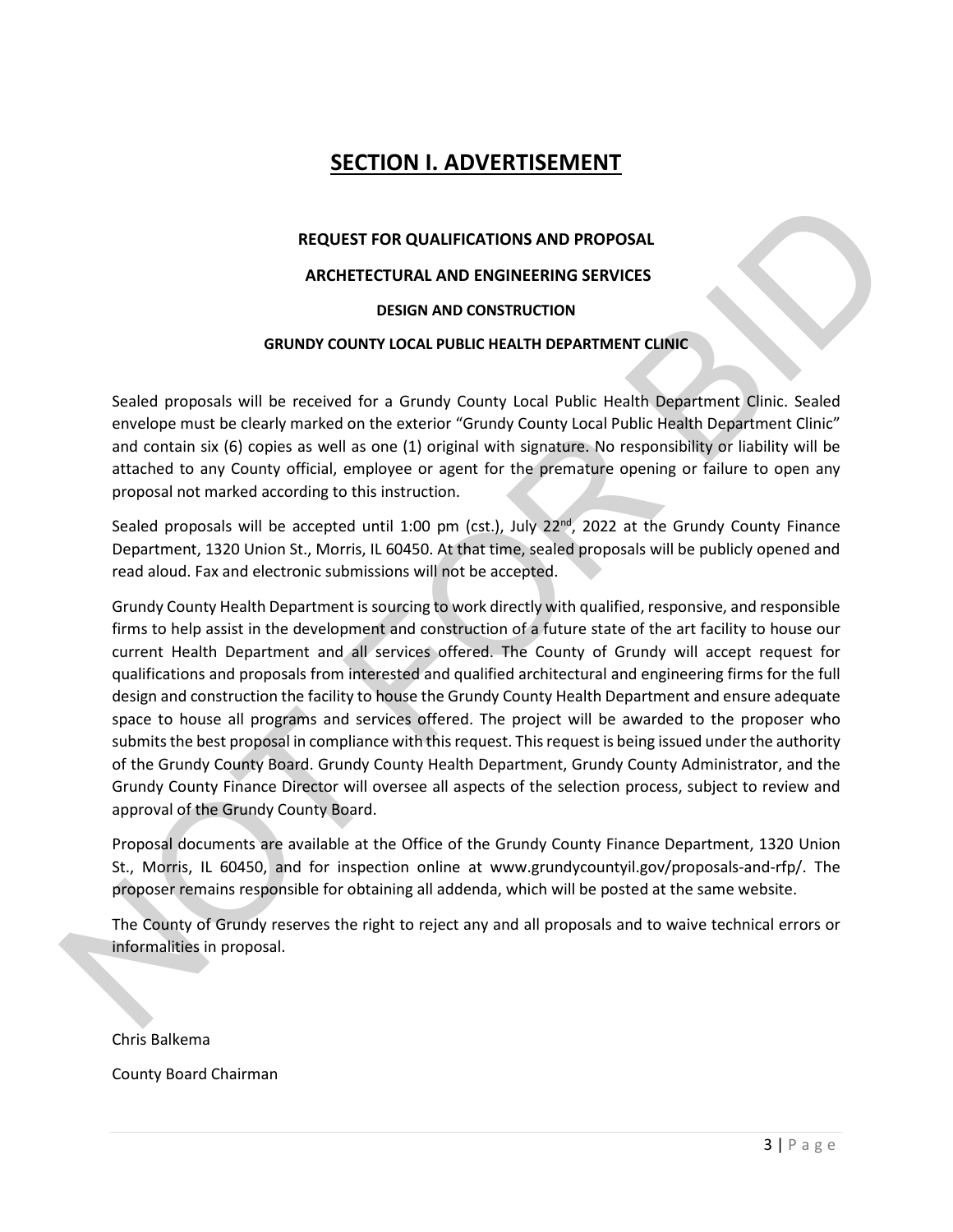# SECTION I. ADVERTISEMENT

**REQUEST FOR QUALIFICATIONS AND PROPOSAL**

**ARCHETECTURAL AND ENGINEERING SERVICES**

**DESIGN AND CONSTRUCTION**

**GRUNDY COUNTY LOCAL PUBLIC HEALTH DEPARTMENT CLINIC**

Sealed proposals will be received for a Grundy County Local Public Health Department Clinic. Sealed envelope must be clearly marked on the exterior "Grundy County Local Public Health Department Clinic" and contain six (6) copies as well as one (1) original with signature. No responsibility or liability will be attached to any County official, employee or agent for the premature opening or failure to open any proposal not marked according to this instruction.

Sealed proposals will be accepted until 1:00 pm (cst.), July 22nd, 2022 at the Grundy County Finance Department, 1320 Union St., Morris, IL 60450. At that time, sealed proposals will be publicly opened and read aloud. Fax and electronic submissions will not be accepted.

Grundy County Health Department is sourcing to work directly with qualified, responsive, and responsible firms to help assist in the development and construction of a future state of the art facility to house our current Health Department and all services offered. The County of Grundy will accept request for qualifications and proposals from interested and qualified architectural and engineering firms for the full design and construction the facility to house the Grundy County Health Department and ensure adequate space to house all programs and services offered. The project will be awarded to the proposer who submits the best proposal in compliance with this request. This request is being issued under the authority of the Grundy County Board. Grundy County Health Department, Grundy County Administrator, and the Grundy County Finance Director will oversee all aspects of the selection process, subject to review and approval of the Grundy County Board.

Proposal documents are available at the Office of the Grundy County Finance Department, 1320 Union St., Morris, IL 60450, and for inspection online at www.grundycountyil.gov/proposals-and-rfp/. The proposer remains responsible for obtaining all addenda, which will be posted at the same website.

The County of Grundy reserves the right to reject any and all proposals and to waive technical errors or informalities in proposal.

Chris Balkema

County Board Chairman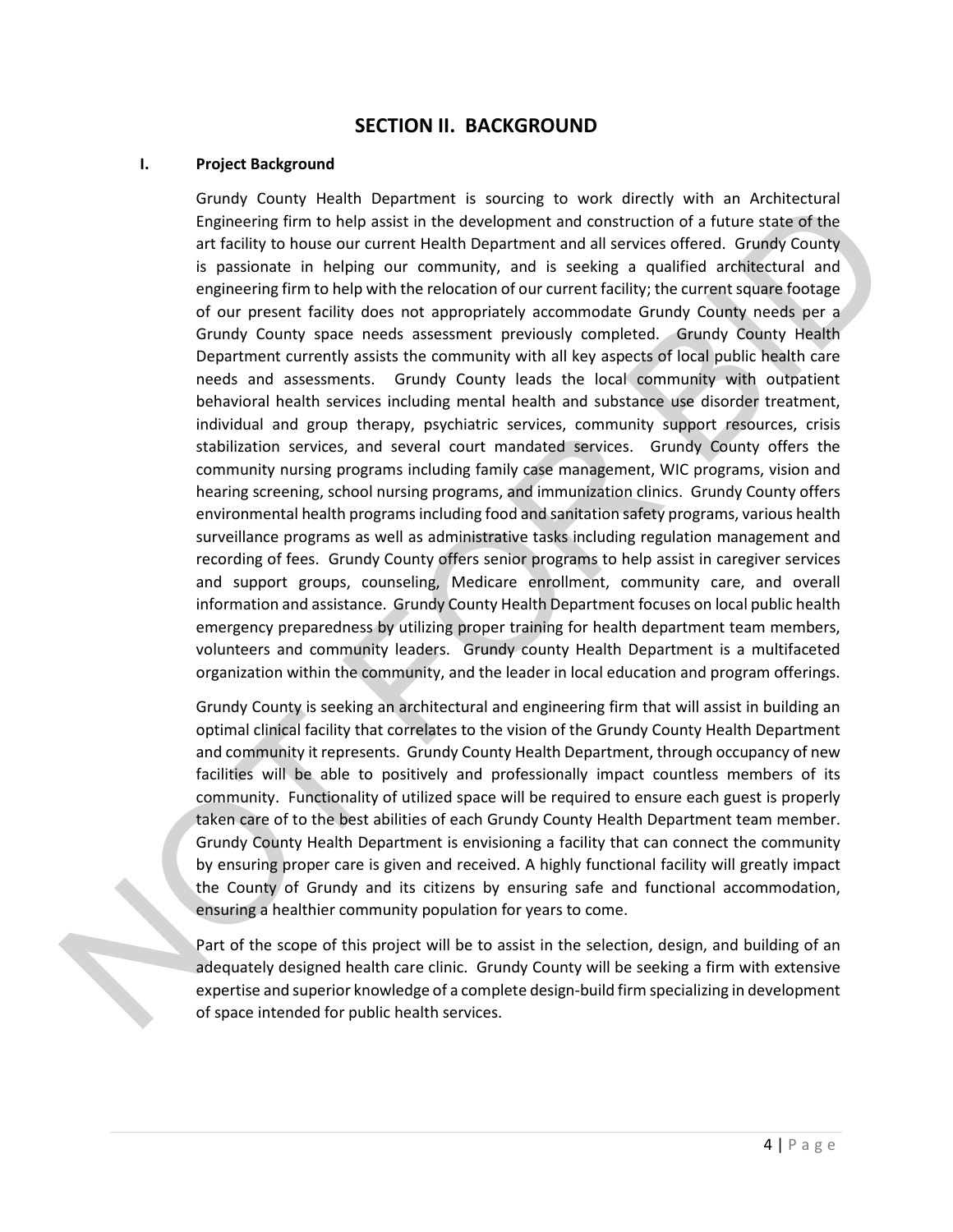## SECTION II. BACKGROUND

### I. Project Background

Grundy County Health Department is sourcing to work directly with an Architectural Engineering firm to help assist in the development and construction of a future state of the art facility to house our current Health Department and all services offered. Grundy County is passionate in helping our community, and is seeking a qualified architectural and engineering firm to help with the relocation of our current facility; the current square footage of our present facility does not appropriately accommodate Grundy County needs per a Grundy County space needs assessment previously completed. Grundy County Health Department currently assists the community with all key aspects of local public health care needs and assessments. Grundy County leads the local community with outpatient behavioral health services including mental health and substance use disorder treatment, individual and group therapy, psychiatric services, community support resources, crisis stabilization services, and several court mandated services. Grundy County offers the community nursing programs including family case management, WIC programs, vision and hearing screening, school nursing programs, and immunization clinics. Grundy County offers environmental health programs including food and sanitation safety programs, various health surveillance programs as well as administrative tasks including regulation management and recording of fees. Grundy County offers senior programs to help assist in caregiver services and support groups, counseling, Medicare enrollment, community care, and overall information and assistance. Grundy County Health Department focuses on local public health emergency preparedness by utilizing proper training for health department team members, volunteers and community leaders. Grundy county Health Department is a multifaceted organization within the community, and the leader in local education and program offerings.

Grundy County is seeking an architectural and engineering firm that will assist in building an optimal clinical facility that correlates to the vision of the Grundy County Health Department and community it represents. Grundy County Health Department, through occupancy of new facilities will be able to positively and professionally impact countless members of its community. Functionality of utilized space will be required to ensure each guest is properly taken care of to the best abilities of each Grundy County Health Department team member. Grundy County Health Department is envisioning a facility that can connect the community by ensuring proper care is given and received. A highly functional facility will greatly impact the County of Grundy and its citizens by ensuring safe and functional accommodation, ensuring a healthier community population for years to come.

Part of the scope of this project will be to assist in the selection, design, and building of an adequately designed health care clinic. Grundy County will be seeking a firm with extensive expertise and superior knowledge of a complete design-build firm specializing in development of space intended for public health services.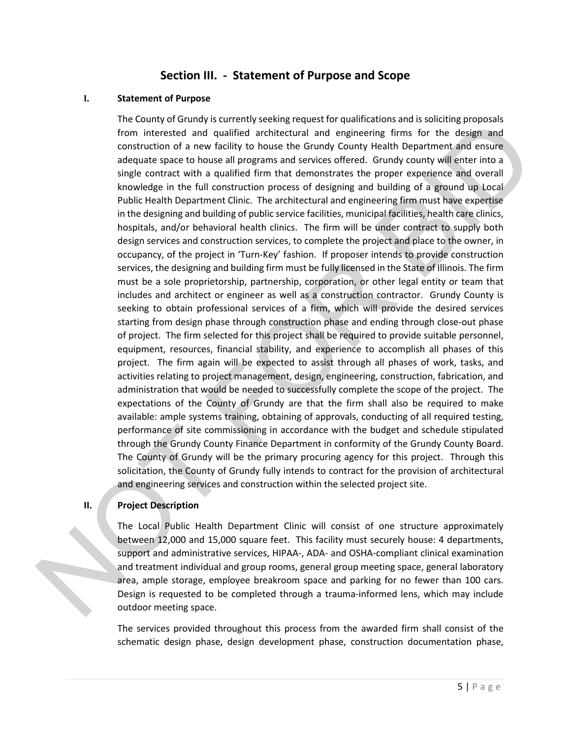## Section III. - Statement of Purpose and Scope

### I. Statement of Purpose

The County of Grundy is currently seeking request for qualifications and is soliciting proposals from interested and qualified architectural and engineering firms for the design and construction of a new facility to house the Grundy County Health Department and ensure adequate space to house all programs and services offered. Grundy county will enter into a single contract with a qualified firm that demonstrates the proper experience and overall knowledge in the full construction process of designing and building of a ground up Local Public Health Department Clinic. The architectural and engineering firm must have expertise in the designing and building of public service facilities, municipal facilities, health care clinics, hospitals, and/or behavioral health clinics. The firm will be under contract to supply both design services and construction services, to complete the project and place to the owner, in occupancy, of the project in 'Turn-Key' fashion. If proposer intends to provide construction services, the designing and building firm must be fully licensed in the State of Illinois. The firm must be a sole proprietorship, partnership, corporation, or other legal entity or team that includes and architect or engineer as well as a construction contractor. Grundy County is seeking to obtain professional services of a firm, which will provide the desired services starting from design phase through construction phase and ending through close-out phase of project. The firm selected for this project shall be required to provide suitable personnel, equipment, resources, financial stability, and experience to accomplish all phases of this project. The firm again will be expected to assist through all phases of work, tasks, and activities relating to project management, design, engineering, construction, fabrication, and administration that would be needed to successfully complete the scope of the project. The expectations of the County of Grundy are that the firm shall also be required to make available: ample systems training, obtaining of approvals, conducting of all required testing, performance of site commissioning in accordance with the budget and schedule stipulated through the Grundy County Finance Department in conformity of the Grundy County Board. The County of Grundy will be the primary procuring agency for this project. Through this solicitation, the County of Grundy fully intends to contract for the provision of architectural and engineering services and construction within the selected project site.

### II. Project Description

The Local Public Health Department Clinic will consist of one structure approximately between 12,000 and 15,000 square feet. This facility must securely house: 4 departments, support and administrative services, HIPAA-, ADA- and OSHA-compliant clinical examination and treatment individual and group rooms, general group meeting space, general laboratory area, ample storage, employee breakroom space and parking for no fewer than 100 cars. Design is requested to be completed through a trauma-informed lens, which may include outdoor meeting space.

The services provided throughout this process from the awarded firm shall consist of the schematic design phase, design development phase, construction documentation phase,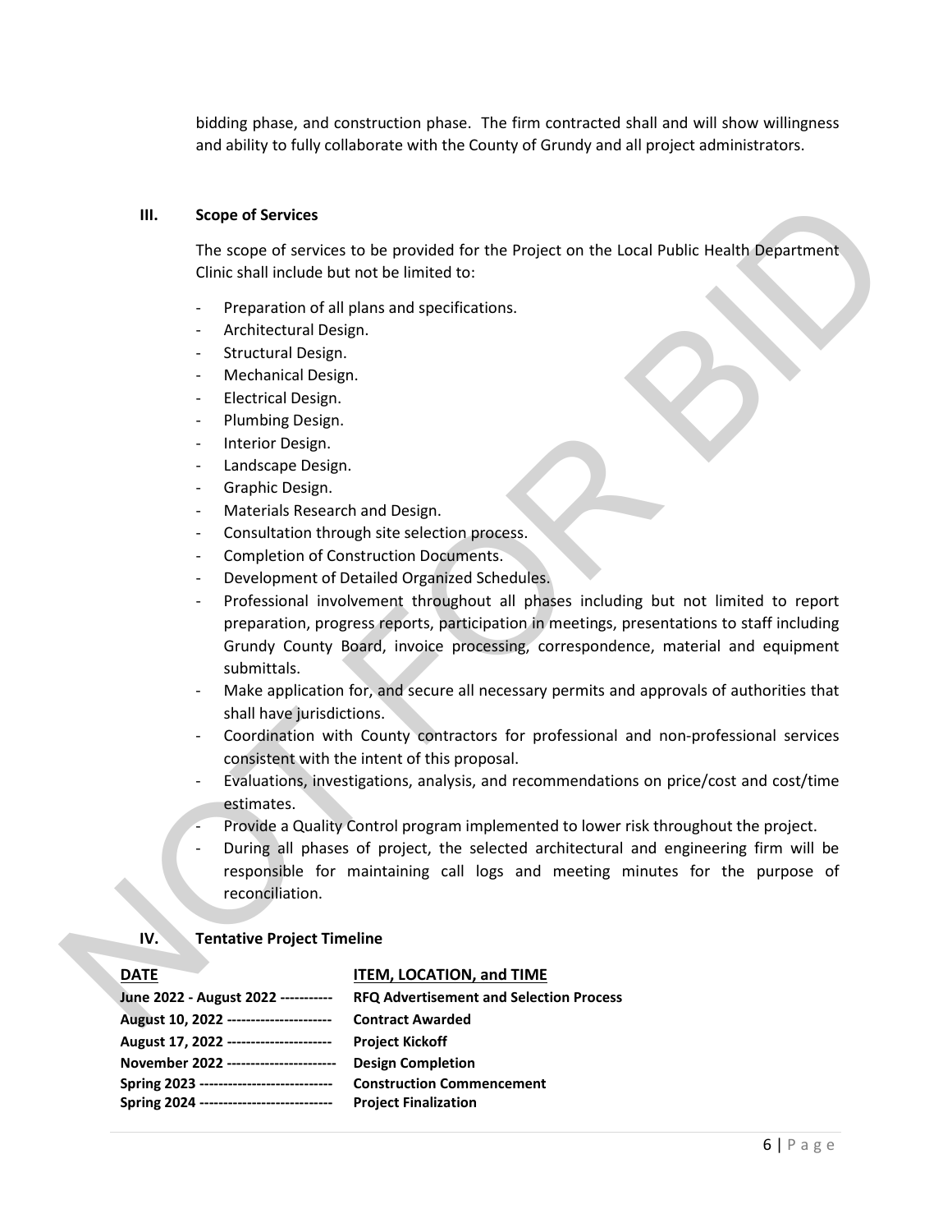bidding phase, and construction phase. The firm contracted shall and will show willingness and ability to fully collaborate with the County of Grundy and all project administrators.

## III. Scope of Services

The scope of services to be provided for the Project on the Local Public Health Department Clinic shall include but not be limited to:

- Preparation of all plans and specifications.
- Architectural Design.
- Structural Design.
- Mechanical Design.
- Electrical Design.
- Plumbing Design.
- Interior Design.
- Landscape Design.
- Graphic Design.
- Materials Research and Design.
- Consultation through site selection process.
- Completion of Construction Documents.
- Development of Detailed Organized Schedules.
- Professional involvement throughout all phases including but not limited to report preparation, progress reports, participation in meetings, presentations to staff including Grundy County Board, invoice processing, correspondence, material and equipment submittals.
- Make application for, and secure all necessary permits and approvals of authorities that shall have jurisdictions.
- Coordination with County contractors for professional and non-professional services consistent with the intent of this proposal.
- Evaluations, investigations, analysis, and recommendations on price/cost and cost/time estimates.
- Provide a Quality Control program implemented to lower risk throughout the project.
- During all phases of project, the selected architectural and engineering firm will be responsible for maintaining call logs and meeting minutes for the purpose of reconciliation.

## IV. Tentative Project Timeline

| DATE | ITEM, LOCATION, and TIME |
|---|---|
| **June 2022 - August 2022** | **RFQ Advertisement and Selection Process** |
| **August 10, 2022** | **Contract Awarded** |
| **August 17, 2022** | **Project Kickoff** |
| **November 2022** | **Design Completion** |
| **Spring 2023** | **Construction Commencement** |
| **Spring 2024** | **Project Finalization** |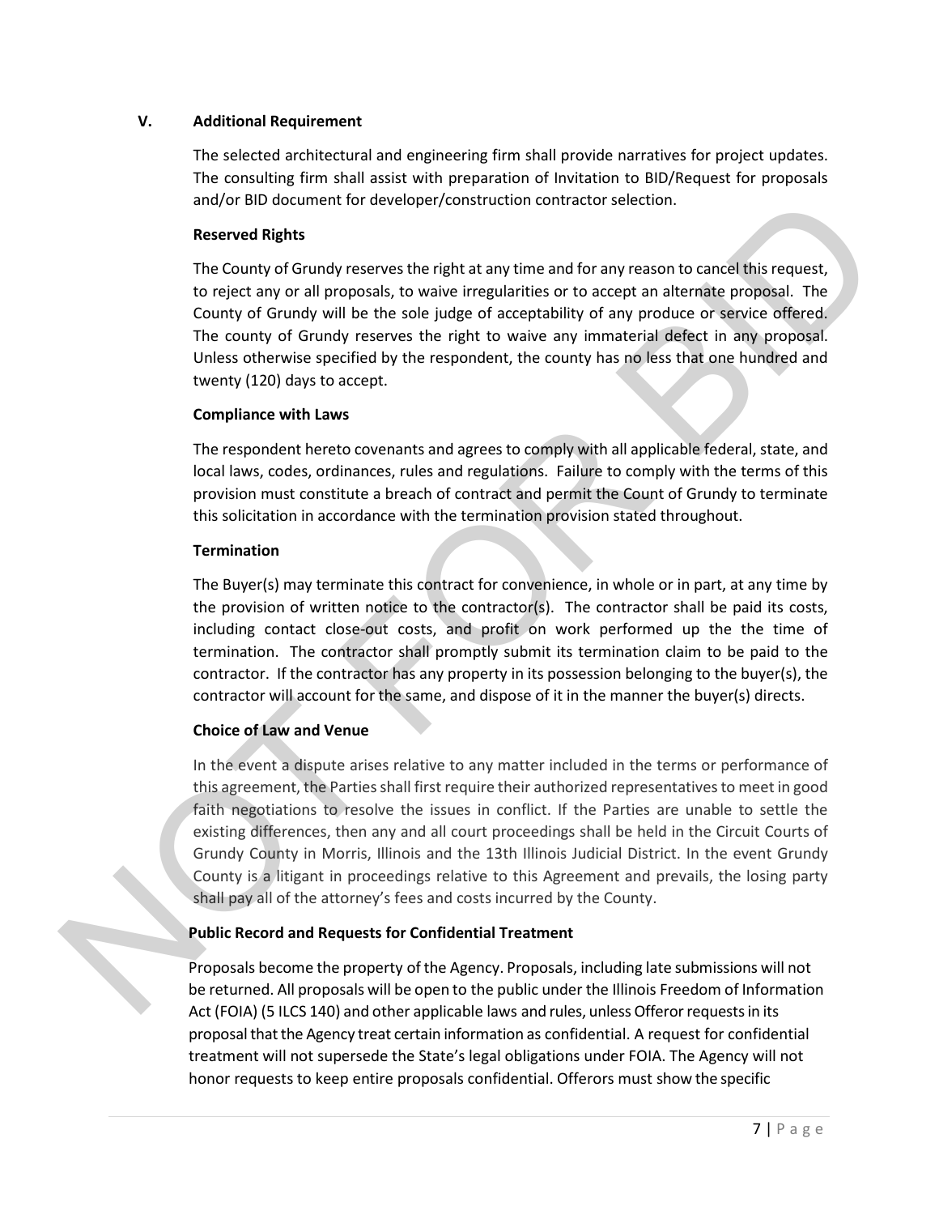## V. Additional Requirement

The selected architectural and engineering firm shall provide narratives for project updates. The consulting firm shall assist with preparation of Invitation to BID/Request for proposals and/or BID document for developer/construction contractor selection.

### Reserved Rights

The County of Grundy reserves the right at any time and for any reason to cancel this request, to reject any or all proposals, to waive irregularities or to accept an alternate proposal. The County of Grundy will be the sole judge of acceptability of any produce or service offered. The county of Grundy reserves the right to waive any immaterial defect in any proposal. Unless otherwise specified by the respondent, the county has no less that one hundred and twenty (120) days to accept.

### Compliance with Laws

The respondent hereto covenants and agrees to comply with all applicable federal, state, and local laws, codes, ordinances, rules and regulations. Failure to comply with the terms of this provision must constitute a breach of contract and permit the Count of Grundy to terminate this solicitation in accordance with the termination provision stated throughout.

### Termination

The Buyer(s) may terminate this contract for convenience, in whole or in part, at any time by the provision of written notice to the contractor(s). The contractor shall be paid its costs, including contact close-out costs, and profit on work performed up the the time of termination. The contractor shall promptly submit its termination claim to be paid to the contractor. If the contractor has any property in its possession belonging to the buyer(s), the contractor will account for the same, and dispose of it in the manner the buyer(s) directs.

### Choice of Law and Venue

In the event a dispute arises relative to any matter included in the terms or performance of this agreement, the Parties shall first require their authorized representatives to meet in good faith negotiations to resolve the issues in conflict. If the Parties are unable to settle the existing differences, then any and all court proceedings shall be held in the Circuit Courts of Grundy County in Morris, Illinois and the 13th Illinois Judicial District. In the event Grundy County is a litigant in proceedings relative to this Agreement and prevails, the losing party shall pay all of the attorney's fees and costs incurred by the County.

### Public Record and Requests for Confidential Treatment

Proposals become the property of the Agency. Proposals, including late submissions will not be returned. All proposals will be open to the public under the Illinois Freedom of Information Act (FOIA) (5 ILCS 140) and other applicable laws and rules, unless Offeror requests in its proposal that the Agency treat certain information as confidential. A request for confidential treatment will not supersede the State's legal obligations under FOIA. The Agency will not honor requests to keep entire proposals confidential. Offerors must show the specific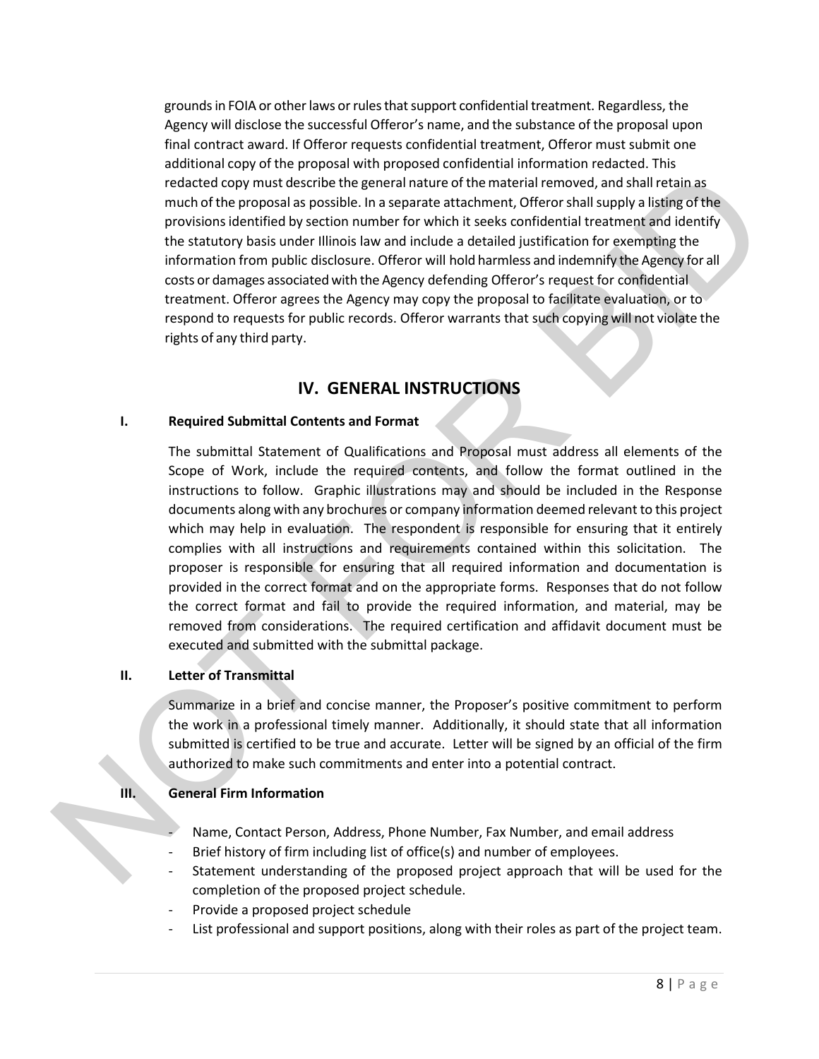grounds in FOIA or other laws or rules that support confidential treatment. Regardless, the Agency will disclose the successful Offeror's name, and the substance of the proposal upon final contract award. If Offeror requests confidential treatment, Offeror must submit one additional copy of the proposal with proposed confidential information redacted. This redacted copy must describe the general nature of the material removed, and shall retain as much of the proposal as possible. In a separate attachment, Offeror shall supply a listing of the provisions identified by section number for which it seeks confidential treatment and identify the statutory basis under Illinois law and include a detailed justification for exempting the information from public disclosure. Offeror will hold harmless and indemnify the Agency for all costs or damages associated with the Agency defending Offeror's request for confidential treatment. Offeror agrees the Agency may copy the proposal to facilitate evaluation, or to respond to requests for public records. Offeror warrants that such copying will not violate the rights of any third party.

## IV. GENERAL INSTRUCTIONS

### I. Required Submittal Contents and Format

The submittal Statement of Qualifications and Proposal must address all elements of the Scope of Work, include the required contents, and follow the format outlined in the instructions to follow. Graphic illustrations may and should be included in the Response documents along with any brochures or company information deemed relevant to this project which may help in evaluation. The respondent is responsible for ensuring that it entirely complies with all instructions and requirements contained within this solicitation. The proposer is responsible for ensuring that all required information and documentation is provided in the correct format and on the appropriate forms. Responses that do not follow the correct format and fail to provide the required information, and material, may be removed from considerations. The required certification and affidavit document must be executed and submitted with the submittal package.

### II. Letter of Transmittal

Summarize in a brief and concise manner, the Proposer's positive commitment to perform the work in a professional timely manner. Additionally, it should state that all information submitted is certified to be true and accurate. Letter will be signed by an official of the firm authorized to make such commitments and enter into a potential contract.

### III. General Firm Information

- Name, Contact Person, Address, Phone Number, Fax Number, and email address
- Brief history of firm including list of office(s) and number of employees.
- Statement understanding of the proposed project approach that will be used for the completion of the proposed project schedule.
- Provide a proposed project schedule
- List professional and support positions, along with their roles as part of the project team.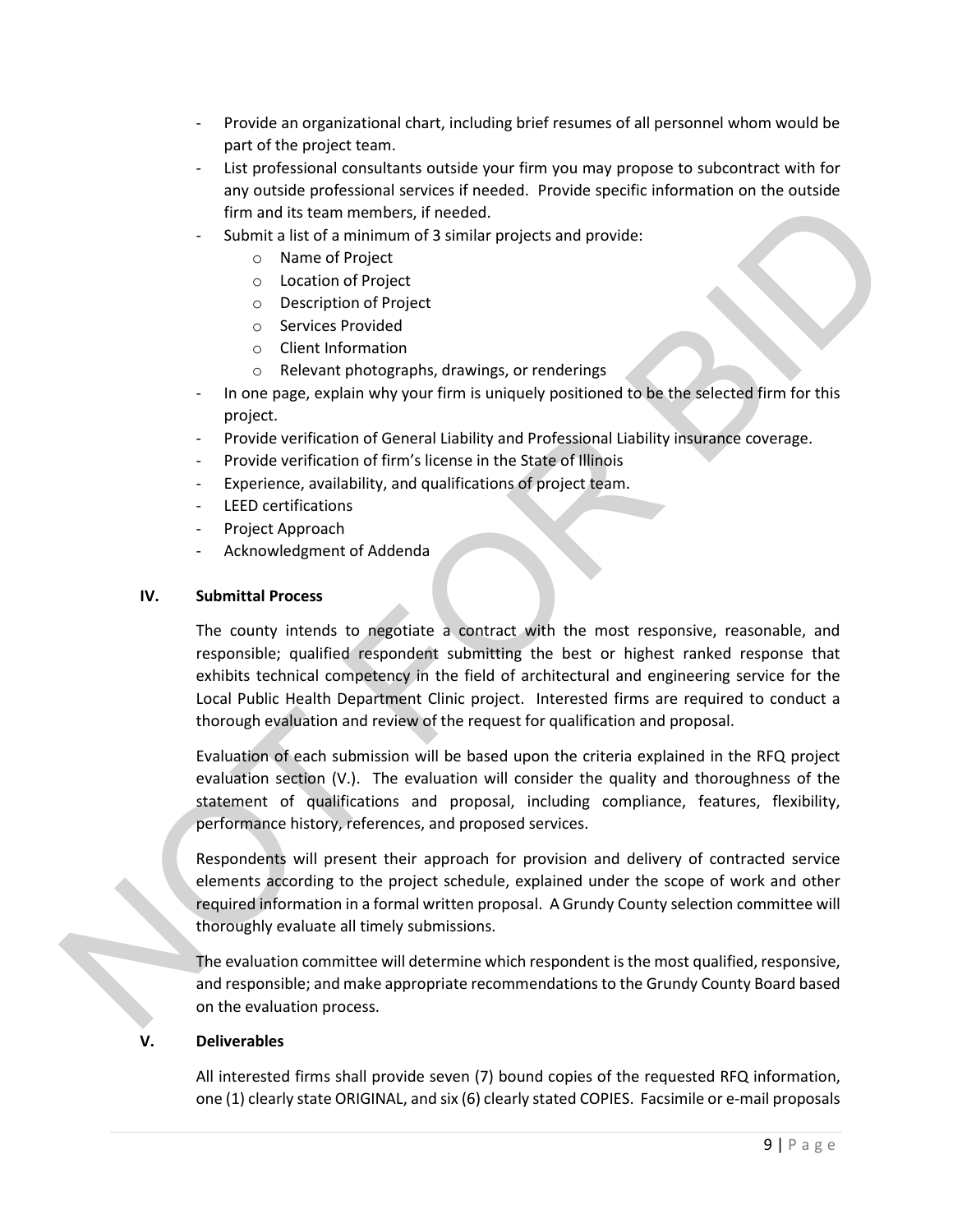- Provide an organizational chart, including brief resumes of all personnel whom would be part of the project team.
- List professional consultants outside your firm you may propose to subcontract with for any outside professional services if needed. Provide specific information on the outside firm and its team members, if needed.
- Submit a list of a minimum of 3 similar projects and provide:
    - Name of Project
    - Location of Project
    - Description of Project
    - Services Provided
    - Client Information
    - Relevant photographs, drawings, or renderings
- In one page, explain why your firm is uniquely positioned to be the selected firm for this project.
- Provide verification of General Liability and Professional Liability insurance coverage.
- Provide verification of firm's license in the State of Illinois
- Experience, availability, and qualifications of project team.
- LEED certifications
- Project Approach
- Acknowledgment of Addenda

## IV. Submittal Process

The county intends to negotiate a contract with the most responsive, reasonable, and responsible; qualified respondent submitting the best or highest ranked response that exhibits technical competency in the field of architectural and engineering service for the Local Public Health Department Clinic project. Interested firms are required to conduct a thorough evaluation and review of the request for qualification and proposal.

Evaluation of each submission will be based upon the criteria explained in the RFQ project evaluation section (V.). The evaluation will consider the quality and thoroughness of the statement of qualifications and proposal, including compliance, features, flexibility, performance history, references, and proposed services.

Respondents will present their approach for provision and delivery of contracted service elements according to the project schedule, explained under the scope of work and other required information in a formal written proposal. A Grundy County selection committee will thoroughly evaluate all timely submissions.

The evaluation committee will determine which respondent is the most qualified, responsive, and responsible; and make appropriate recommendations to the Grundy County Board based on the evaluation process.

## V. Deliverables

All interested firms shall provide seven (7) bound copies of the requested RFQ information, one (1) clearly state ORIGINAL, and six (6) clearly stated COPIES. Facsimile or e-mail proposals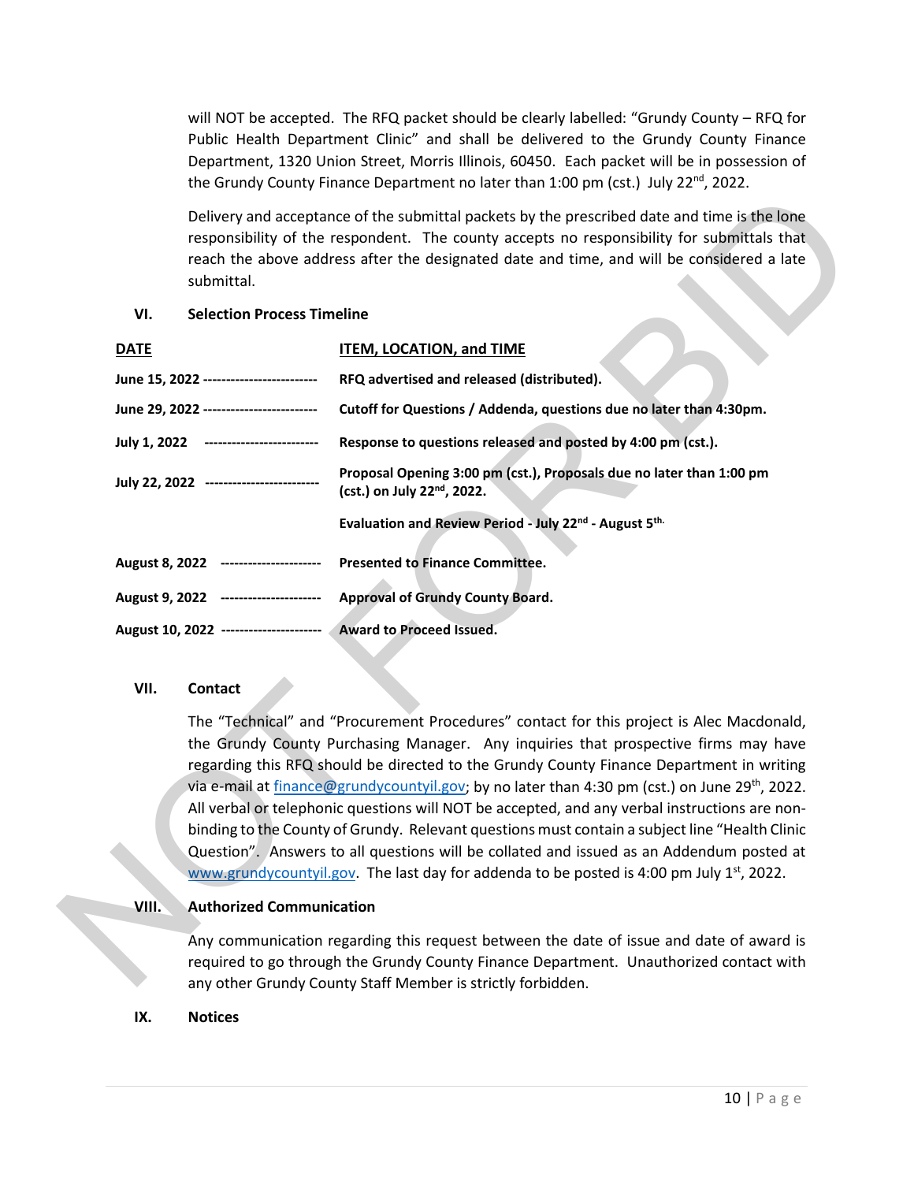will NOT be accepted. The RFQ packet should be clearly labelled: "Grundy County – RFQ for Public Health Department Clinic" and shall be delivered to the Grundy County Finance Department, 1320 Union Street, Morris Illinois, 60450. Each packet will be in possession of the Grundy County Finance Department no later than 1:00 pm (cst.) July 22nd, 2022.

Delivery and acceptance of the submittal packets by the prescribed date and time is the lone responsibility of the respondent. The county accepts no responsibility for submittals that reach the above address after the designated date and time, and will be considered a late submittal.

## VI. Selection Process Timeline

| DATE | ITEM, LOCATION, and TIME |
|---|---|
| **June 15, 2022** ------------------------ | **RFQ advertised and released (distributed).** |
| **June 29, 2022** ------------------------ | **Cutoff for Questions / Addenda, questions due no later than 4:30pm.** |
| **July 1, 2022** ------------------------ | **Response to questions released and posted by 4:00 pm (cst.).** |
| **July 22, 2022** ------------------------ | **Proposal Opening 3:00 pm (cst.), Proposals due no later than 1:00 pm (cst.) on July 22nd, 2022.** |
| | **Evaluation and Review Period - July 22nd - August 5th.** |
| **August 8, 2022** --------------------- | **Presented to Finance Committee.** |
| **August 9, 2022** --------------------- | **Approval of Grundy County Board.** |
| **August 10, 2022** --------------------- | **Award to Proceed Issued.** |

## VII. Contact

The "Technical" and "Procurement Procedures" contact for this project is Alec Macdonald, the Grundy County Purchasing Manager. Any inquiries that prospective firms may have regarding this RFQ should be directed to the Grundy County Finance Department in writing via e-mail at finance@grundycountyil.gov; by no later than 4:30 pm (cst.) on June 29th, 2022. All verbal or telephonic questions will NOT be accepted, and any verbal instructions are non-binding to the County of Grundy. Relevant questions must contain a subject line "Health Clinic Question". Answers to all questions will be collated and issued as an Addendum posted at www.grundycountyil.gov. The last day for addenda to be posted is 4:00 pm July 1st, 2022.

## VIII. Authorized Communication

Any communication regarding this request between the date of issue and date of award is required to go through the Grundy County Finance Department. Unauthorized contact with any other Grundy County Staff Member is strictly forbidden.

## IX. Notices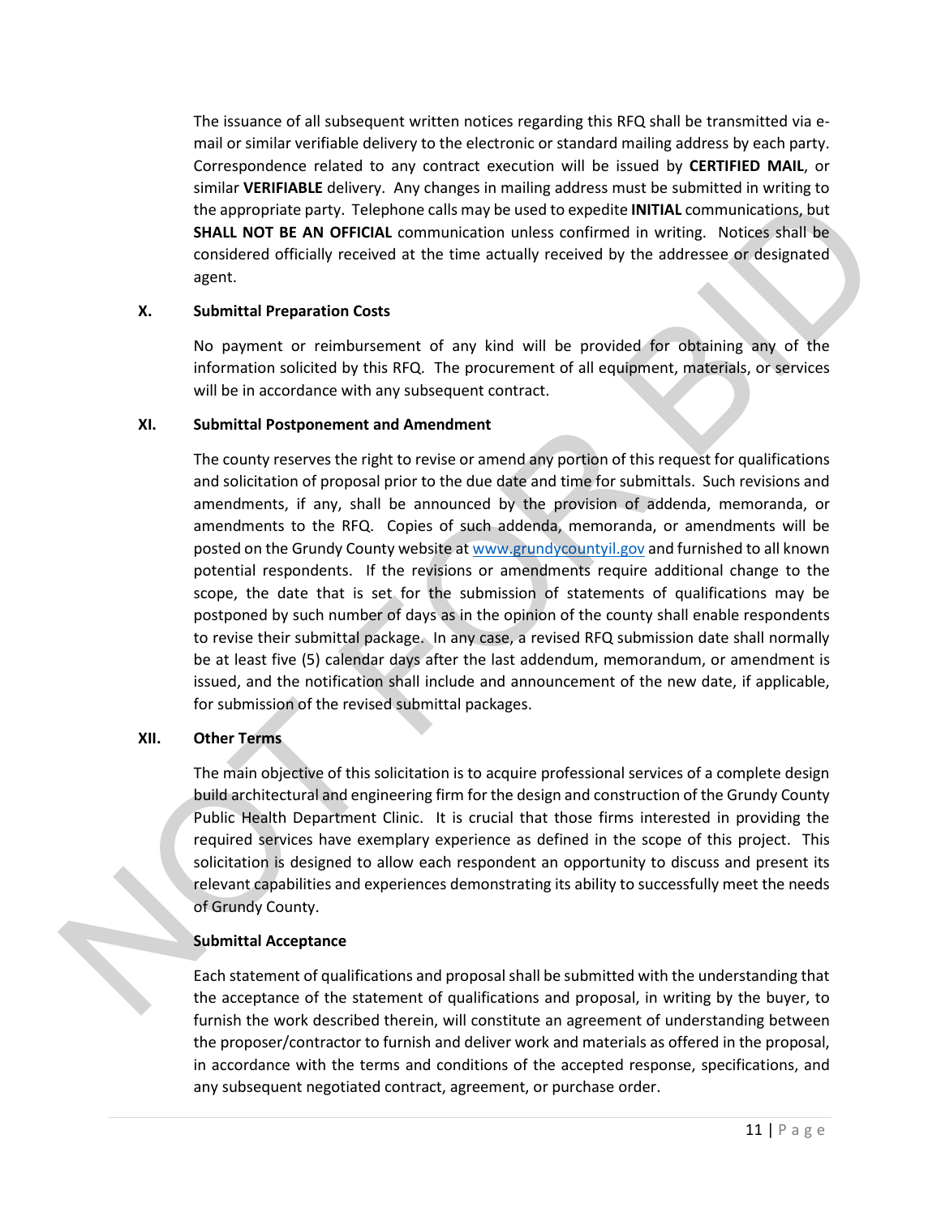The issuance of all subsequent written notices regarding this RFQ shall be transmitted via e-mail or similar verifiable delivery to the electronic or standard mailing address by each party. Correspondence related to any contract execution will be issued by **CERTIFIED MAIL**, or similar **VERIFIABLE** delivery. Any changes in mailing address must be submitted in writing to the appropriate party. Telephone calls may be used to expedite **INITIAL** communications, but **SHALL NOT BE AN OFFICIAL** communication unless confirmed in writing. Notices shall be considered officially received at the time actually received by the addressee or designated agent.

## X. Submittal Preparation Costs

No payment or reimbursement of any kind will be provided for obtaining any of the information solicited by this RFQ. The procurement of all equipment, materials, or services will be in accordance with any subsequent contract.

## XI. Submittal Postponement and Amendment

The county reserves the right to revise or amend any portion of this request for qualifications and solicitation of proposal prior to the due date and time for submittals. Such revisions and amendments, if any, shall be announced by the provision of addenda, memoranda, or amendments to the RFQ. Copies of such addenda, memoranda, or amendments will be posted on the Grundy County website at [www.grundycountyil.gov](http://www.grundycountyil.gov) and furnished to all known potential respondents. If the revisions or amendments require additional change to the scope, the date that is set for the submission of statements of qualifications may be postponed by such number of days as in the opinion of the county shall enable respondents to revise their submittal package. In any case, a revised RFQ submission date shall normally be at least five (5) calendar days after the last addendum, memorandum, or amendment is issued, and the notification shall include and announcement of the new date, if applicable, for submission of the revised submittal packages.

## XII. Other Terms

The main objective of this solicitation is to acquire professional services of a complete design build architectural and engineering firm for the design and construction of the Grundy County Public Health Department Clinic. It is crucial that those firms interested in providing the required services have exemplary experience as defined in the scope of this project. This solicitation is designed to allow each respondent an opportunity to discuss and present its relevant capabilities and experiences demonstrating its ability to successfully meet the needs of Grundy County.

### Submittal Acceptance

Each statement of qualifications and proposal shall be submitted with the understanding that the acceptance of the statement of qualifications and proposal, in writing by the buyer, to furnish the work described therein, will constitute an agreement of understanding between the proposer/contractor to furnish and deliver work and materials as offered in the proposal, in accordance with the terms and conditions of the accepted response, specifications, and any subsequent negotiated contract, agreement, or purchase order.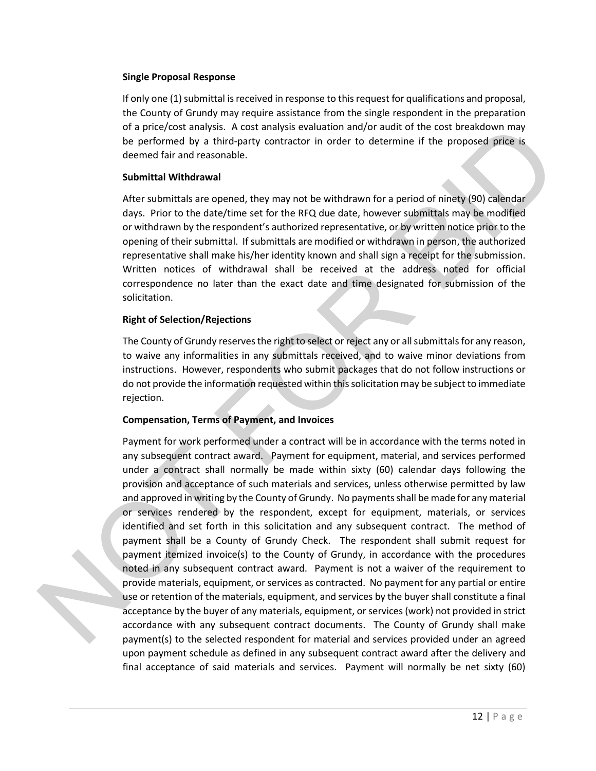### Single Proposal Response

If only one (1) submittal is received in response to this request for qualifications and proposal, the County of Grundy may require assistance from the single respondent in the preparation of a price/cost analysis. A cost analysis evaluation and/or audit of the cost breakdown may be performed by a third-party contractor in order to determine if the proposed price is deemed fair and reasonable.

### Submittal Withdrawal

After submittals are opened, they may not be withdrawn for a period of ninety (90) calendar days. Prior to the date/time set for the RFQ due date, however submittals may be modified or withdrawn by the respondent's authorized representative, or by written notice prior to the opening of their submittal. If submittals are modified or withdrawn in person, the authorized representative shall make his/her identity known and shall sign a receipt for the submission. Written notices of withdrawal shall be received at the address noted for official correspondence no later than the exact date and time designated for submission of the solicitation.

### Right of Selection/Rejections

The County of Grundy reserves the right to select or reject any or all submittals for any reason, to waive any informalities in any submittals received, and to waive minor deviations from instructions. However, respondents who submit packages that do not follow instructions or do not provide the information requested within this solicitation may be subject to immediate rejection.

### Compensation, Terms of Payment, and Invoices

Payment for work performed under a contract will be in accordance with the terms noted in any subsequent contract award. Payment for equipment, material, and services performed under a contract shall normally be made within sixty (60) calendar days following the provision and acceptance of such materials and services, unless otherwise permitted by law and approved in writing by the County of Grundy. No payments shall be made for any material or services rendered by the respondent, except for equipment, materials, or services identified and set forth in this solicitation and any subsequent contract. The method of payment shall be a County of Grundy Check. The respondent shall submit request for payment itemized invoice(s) to the County of Grundy, in accordance with the procedures noted in any subsequent contract award. Payment is not a waiver of the requirement to provide materials, equipment, or services as contracted. No payment for any partial or entire use or retention of the materials, equipment, and services by the buyer shall constitute a final acceptance by the buyer of any materials, equipment, or services (work) not provided in strict accordance with any subsequent contract documents. The County of Grundy shall make payment(s) to the selected respondent for material and services provided under an agreed upon payment schedule as defined in any subsequent contract award after the delivery and final acceptance of said materials and services. Payment will normally be net sixty (60)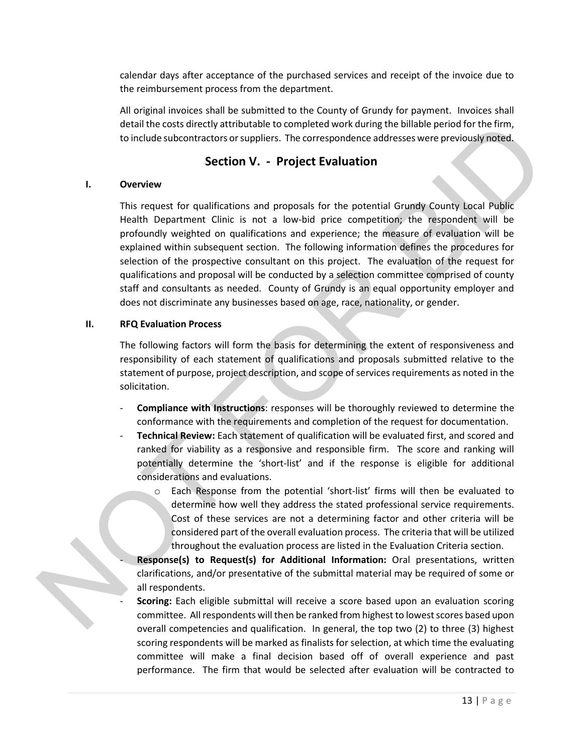calendar days after acceptance of the purchased services and receipt of the invoice due to the reimbursement process from the department.

All original invoices shall be submitted to the County of Grundy for payment. Invoices shall detail the costs directly attributable to completed work during the billable period for the firm, to include subcontractors or suppliers. The correspondence addresses were previously noted.

## Section V. - Project Evaluation

### I. Overview

This request for qualifications and proposals for the potential Grundy County Local Public Health Department Clinic is not a low-bid price competition; the respondent will be profoundly weighted on qualifications and experience; the measure of evaluation will be explained within subsequent section. The following information defines the procedures for selection of the prospective consultant on this project. The evaluation of the request for qualifications and proposal will be conducted by a selection committee comprised of county staff and consultants as needed. County of Grundy is an equal opportunity employer and does not discriminate any businesses based on age, race, nationality, or gender.

### II. RFQ Evaluation Process

The following factors will form the basis for determining the extent of responsiveness and responsibility of each statement of qualifications and proposals submitted relative to the statement of purpose, project description, and scope of services requirements as noted in the solicitation.

- **Compliance with Instructions**: responses will be thoroughly reviewed to determine the conformance with the requirements and completion of the request for documentation.
- **Technical Review:** Each statement of qualification will be evaluated first, and scored and ranked for viability as a responsive and responsible firm. The score and ranking will potentially determine the 'short-list' and if the response is eligible for additional considerations and evaluations.
  - Each Response from the potential 'short-list' firms will then be evaluated to determine how well they address the stated professional service requirements. Cost of these services are not a determining factor and other criteria will be considered part of the overall evaluation process. The criteria that will be utilized throughout the evaluation process are listed in the Evaluation Criteria section.
- **Response(s) to Request(s) for Additional Information:** Oral presentations, written clarifications, and/or presentative of the submittal material may be required of some or all respondents.
- **Scoring:** Each eligible submittal will receive a score based upon an evaluation scoring committee. All respondents will then be ranked from highest to lowest scores based upon overall competencies and qualification. In general, the top two (2) to three (3) highest scoring respondents will be marked as finalists for selection, at which time the evaluating committee will make a final decision based off of overall experience and past performance. The firm that would be selected after evaluation will be contracted to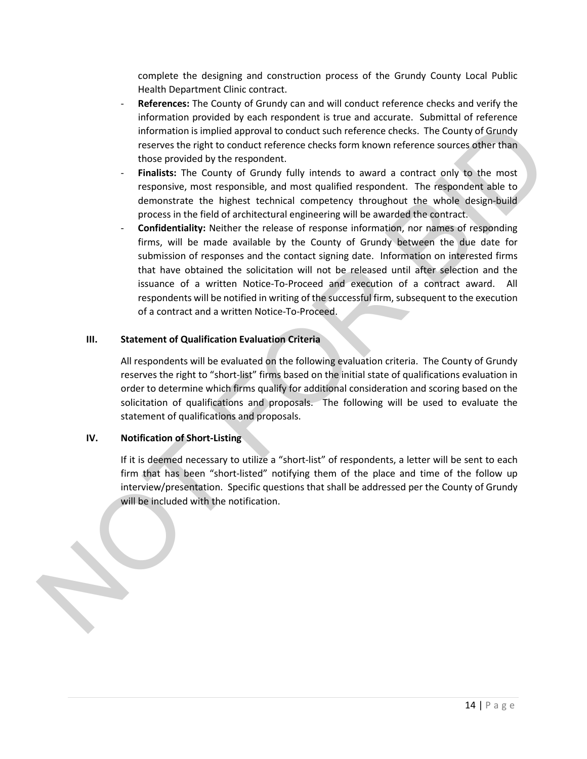complete the designing and construction process of the Grundy County Local Public Health Department Clinic contract.

- **References:** The County of Grundy can and will conduct reference checks and verify the information provided by each respondent is true and accurate. Submittal of reference information is implied approval to conduct such reference checks. The County of Grundy reserves the right to conduct reference checks form known reference sources other than those provided by the respondent.
- **Finalists:** The County of Grundy fully intends to award a contract only to the most responsive, most responsible, and most qualified respondent. The respondent able to demonstrate the highest technical competency throughout the whole design-build process in the field of architectural engineering will be awarded the contract.
- **Confidentiality:** Neither the release of response information, nor names of responding firms, will be made available by the County of Grundy between the due date for submission of responses and the contact signing date. Information on interested firms that have obtained the solicitation will not be released until after selection and the issuance of a written Notice-To-Proceed and execution of a contract award. All respondents will be notified in writing of the successful firm, subsequent to the execution of a contract and a written Notice-To-Proceed.

## III. Statement of Qualification Evaluation Criteria

All respondents will be evaluated on the following evaluation criteria. The County of Grundy reserves the right to "short-list" firms based on the initial state of qualifications evaluation in order to determine which firms qualify for additional consideration and scoring based on the solicitation of qualifications and proposals. The following will be used to evaluate the statement of qualifications and proposals.

## IV. Notification of Short-Listing

If it is deemed necessary to utilize a "short-list" of respondents, a letter will be sent to each firm that has been "short-listed" notifying them of the place and time of the follow up interview/presentation. Specific questions that shall be addressed per the County of Grundy will be included with the notification.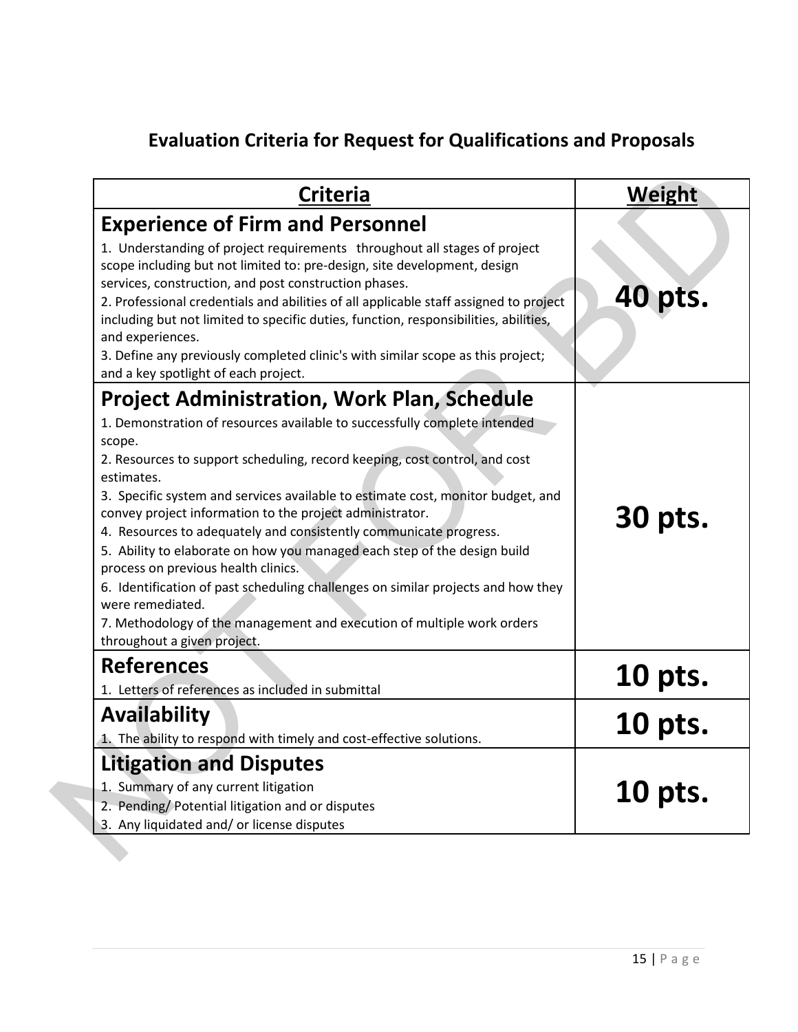## Evaluation Criteria for Request for Qualifications and Proposals

| Criteria | Weight |
|---|---|
| **Experience of Firm and Personnel**<br>1. Understanding of project requirements throughout all stages of project scope including but not limited to: pre-design, site development, design services, construction, and post construction phases.<br>2. Professional credentials and abilities of all applicable staff assigned to project including but not limited to specific duties, function, responsibilities, abilities, and experiences.<br>3. Define any previously completed clinic's with similar scope as this project; and a key spotlight of each project. | **40 pts.** |
| **Project Administration, Work Plan, Schedule**<br>1. Demonstration of resources available to successfully complete intended scope.<br>2. Resources to support scheduling, record keeping, cost control, and cost estimates.<br>3. Specific system and services available to estimate cost, monitor budget, and convey project information to the project administrator.<br>4. Resources to adequately and consistently communicate progress.<br>5. Ability to elaborate on how you managed each step of the design build process on previous health clinics.<br>6. Identification of past scheduling challenges on similar projects and how they were remediated.<br>7. Methodology of the management and execution of multiple work orders throughout a given project. | **30 pts.** |
| **References**<br>1. Letters of references as included in submittal | **10 pts.** |
| **Availability**<br>1. The ability to respond with timely and cost-effective solutions. | **10 pts.** |
| **Litigation and Disputes**<br>1. Summary of any current litigation<br>2. Pending/ Potential litigation and or disputes<br>3. Any liquidated and/ or license disputes | **10 pts.** |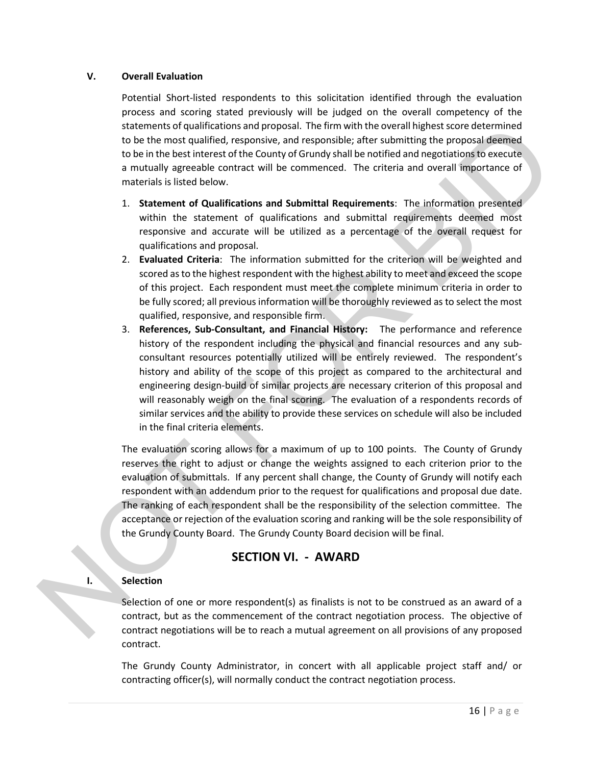### V. Overall Evaluation

Potential Short-listed respondents to this solicitation identified through the evaluation process and scoring stated previously will be judged on the overall competency of the statements of qualifications and proposal. The firm with the overall highest score determined to be the most qualified, responsive, and responsible; after submitting the proposal deemed to be in the best interest of the County of Grundy shall be notified and negotiations to execute a mutually agreeable contract will be commenced. The criteria and overall importance of materials is listed below.

1. **Statement of Qualifications and Submittal Requirements**: The information presented within the statement of qualifications and submittal requirements deemed most responsive and accurate will be utilized as a percentage of the overall request for qualifications and proposal.
2. **Evaluated Criteria**: The information submitted for the criterion will be weighted and scored as to the highest respondent with the highest ability to meet and exceed the scope of this project. Each respondent must meet the complete minimum criteria in order to be fully scored; all previous information will be thoroughly reviewed as to select the most qualified, responsive, and responsible firm.
3. **References, Sub-Consultant, and Financial History:** The performance and reference history of the respondent including the physical and financial resources and any sub-consultant resources potentially utilized will be entirely reviewed. The respondent's history and ability of the scope of this project as compared to the architectural and engineering design-build of similar projects are necessary criterion of this proposal and will reasonably weigh on the final scoring. The evaluation of a respondents records of similar services and the ability to provide these services on schedule will also be included in the final criteria elements.

The evaluation scoring allows for a maximum of up to 100 points. The County of Grundy reserves the right to adjust or change the weights assigned to each criterion prior to the evaluation of submittals. If any percent shall change, the County of Grundy will notify each respondent with an addendum prior to the request for qualifications and proposal due date. The ranking of each respondent shall be the responsibility of the selection committee. The acceptance or rejection of the evaluation scoring and ranking will be the sole responsibility of the Grundy County Board. The Grundy County Board decision will be final.

## SECTION VI. - AWARD

### I. Selection

Selection of one or more respondent(s) as finalists is not to be construed as an award of a contract, but as the commencement of the contract negotiation process. The objective of contract negotiations will be to reach a mutual agreement on all provisions of any proposed contract.

The Grundy County Administrator, in concert with all applicable project staff and/ or contracting officer(s), will normally conduct the contract negotiation process.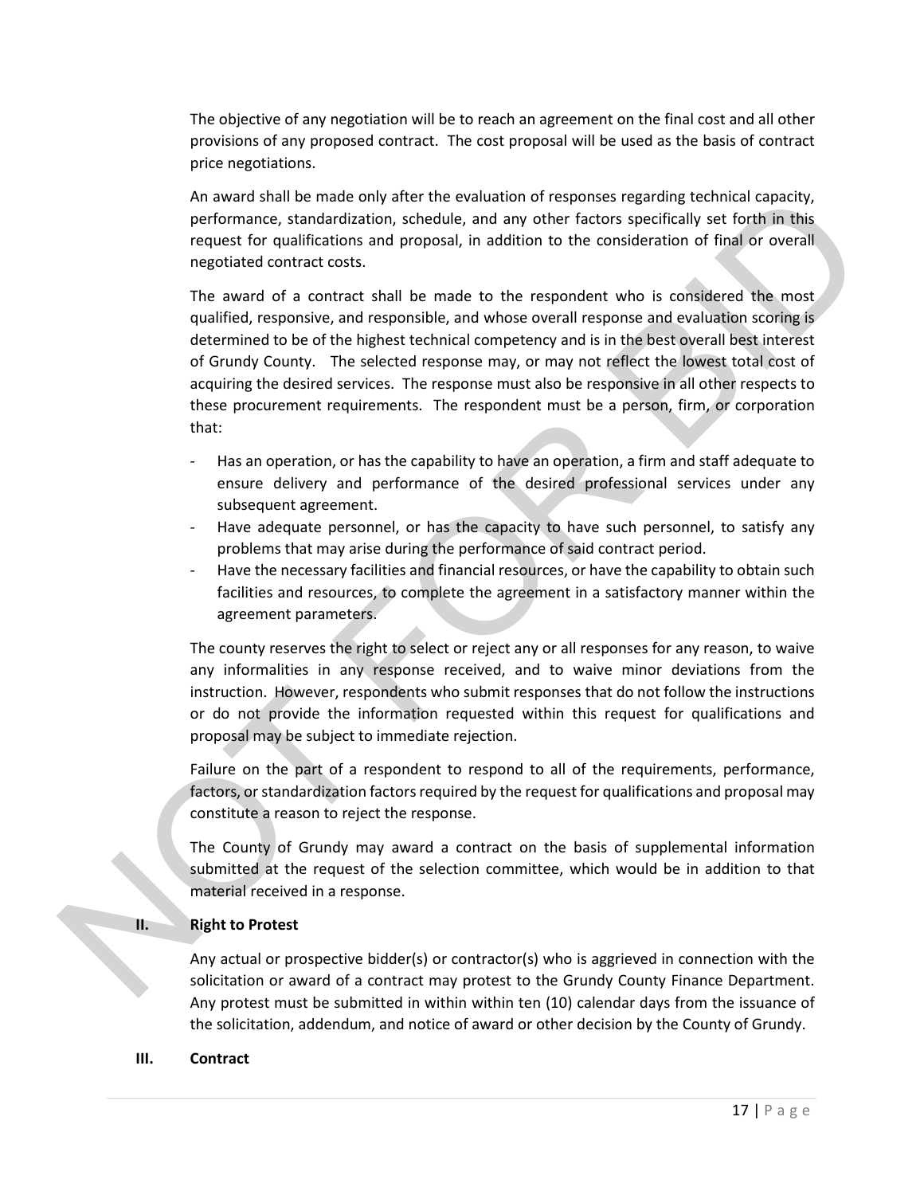The objective of any negotiation will be to reach an agreement on the final cost and all other provisions of any proposed contract. The cost proposal will be used as the basis of contract price negotiations.

An award shall be made only after the evaluation of responses regarding technical capacity, performance, standardization, schedule, and any other factors specifically set forth in this request for qualifications and proposal, in addition to the consideration of final or overall negotiated contract costs.

The award of a contract shall be made to the respondent who is considered the most qualified, responsive, and responsible, and whose overall response and evaluation scoring is determined to be of the highest technical competency and is in the best overall best interest of Grundy County. The selected response may, or may not reflect the lowest total cost of acquiring the desired services. The response must also be responsive in all other respects to these procurement requirements. The respondent must be a person, firm, or corporation that:

- Has an operation, or has the capability to have an operation, a firm and staff adequate to ensure delivery and performance of the desired professional services under any subsequent agreement.
- Have adequate personnel, or has the capacity to have such personnel, to satisfy any problems that may arise during the performance of said contract period.
- Have the necessary facilities and financial resources, or have the capability to obtain such facilities and resources, to complete the agreement in a satisfactory manner within the agreement parameters.

The county reserves the right to select or reject any or all responses for any reason, to waive any informalities in any response received, and to waive minor deviations from the instruction. However, respondents who submit responses that do not follow the instructions or do not provide the information requested within this request for qualifications and proposal may be subject to immediate rejection.

Failure on the part of a respondent to respond to all of the requirements, performance, factors, or standardization factors required by the request for qualifications and proposal may constitute a reason to reject the response.

The County of Grundy may award a contract on the basis of supplemental information submitted at the request of the selection committee, which would be in addition to that material received in a response.

## II. Right to Protest

Any actual or prospective bidder(s) or contractor(s) who is aggrieved in connection with the solicitation or award of a contract may protest to the Grundy County Finance Department. Any protest must be submitted in within within ten (10) calendar days from the issuance of the solicitation, addendum, and notice of award or other decision by the County of Grundy.

## III. Contract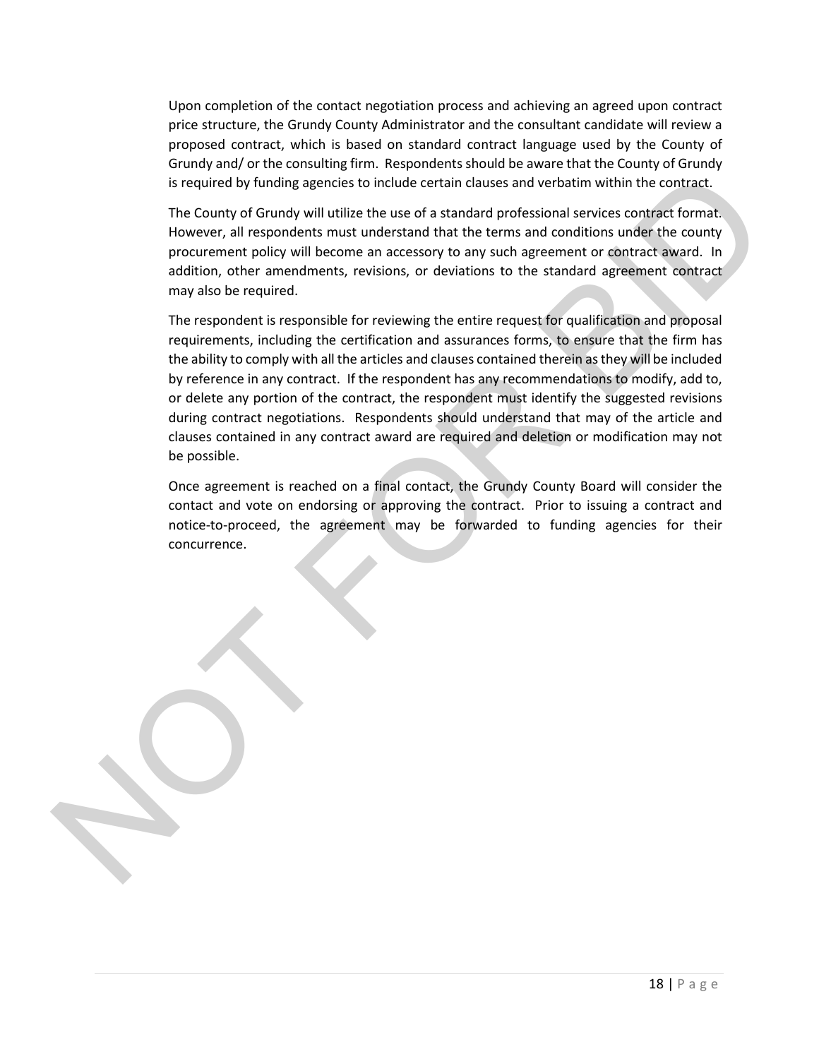Upon completion of the contact negotiation process and achieving an agreed upon contract price structure, the Grundy County Administrator and the consultant candidate will review a proposed contract, which is based on standard contract language used by the County of Grundy and/ or the consulting firm. Respondents should be aware that the County of Grundy is required by funding agencies to include certain clauses and verbatim within the contract.

The County of Grundy will utilize the use of a standard professional services contract format. However, all respondents must understand that the terms and conditions under the county procurement policy will become an accessory to any such agreement or contract award. In addition, other amendments, revisions, or deviations to the standard agreement contract may also be required.

The respondent is responsible for reviewing the entire request for qualification and proposal requirements, including the certification and assurances forms, to ensure that the firm has the ability to comply with all the articles and clauses contained therein as they will be included by reference in any contract. If the respondent has any recommendations to modify, add to, or delete any portion of the contract, the respondent must identify the suggested revisions during contract negotiations. Respondents should understand that may of the article and clauses contained in any contract award are required and deletion or modification may not be possible.

Once agreement is reached on a final contact, the Grundy County Board will consider the contact and vote on endorsing or approving the contract. Prior to issuing a contract and notice-to-proceed, the agreement may be forwarded to funding agencies for their concurrence.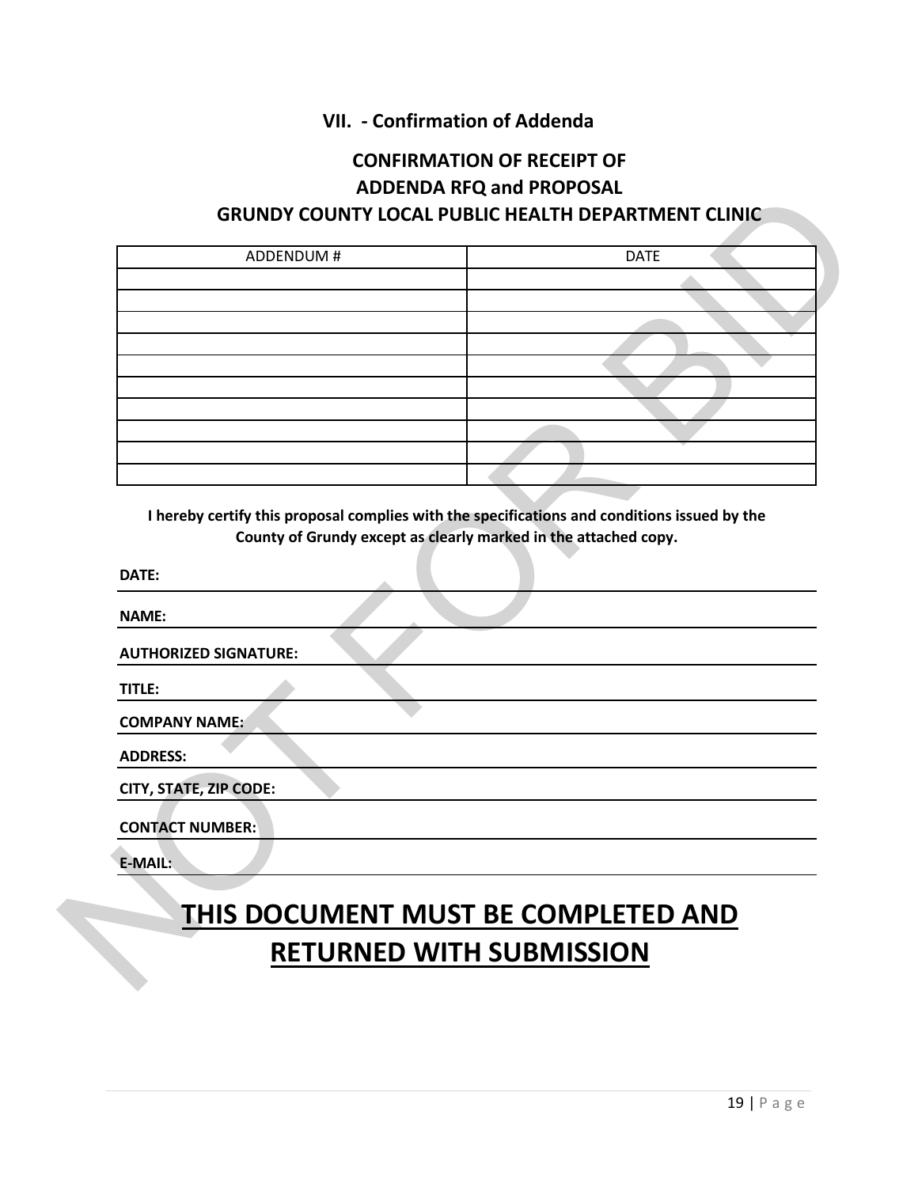## VII. - Confirmation of Addenda

### CONFIRMATION OF RECEIPT OF
### ADDENDA RFQ and PROPOSAL
### GRUNDY COUNTY LOCAL PUBLIC HEALTH DEPARTMENT CLINIC

| ADDENDUM # | DATE |
|---|---|
| | |
| | |
| | |
| | |
| | |
| | |
| | |
| | |
| | |
| | |

**I hereby certify this proposal complies with the specifications and conditions issued by the County of Grundy except as clearly marked in the attached copy.**

**DATE:** ______________________________

**NAME:** ______________________________

**AUTHORIZED SIGNATURE:** ______________________________

**TITLE:** ______________________________

**COMPANY NAME:** ______________________________

**ADDRESS:** ______________________________

**CITY, STATE, ZIP CODE:** ______________________________

**CONTACT NUMBER:** ______________________________

**E-MAIL:** ______________________________

# **THIS DOCUMENT MUST BE COMPLETED AND RETURNED WITH SUBMISSION**

NOT FOR BID